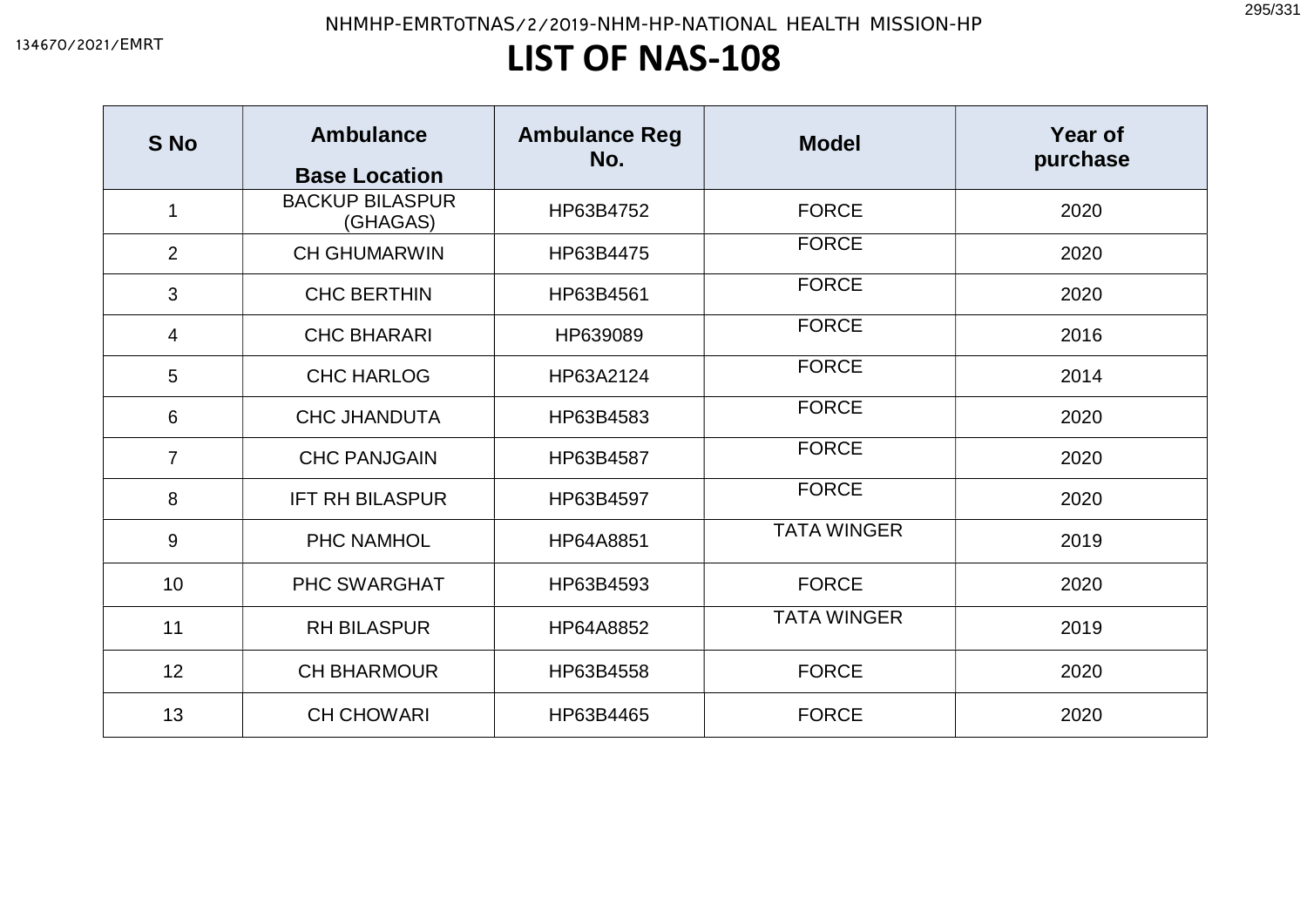# LIST OF NAS-108

| S No | Ambulance Base Location | Ambulance Reg No. | Model | Year of purchase |
|---|---|---|---|---|
| 1 | BACKUP BILASPUR (GHAGAS) | HP63B4752 | FORCE | 2020 |
| 2 | CH GHUMARWIN | HP63B4475 | FORCE | 2020 |
| 3 | CHC BERTHIN | HP63B4561 | FORCE | 2020 |
| 4 | CHC BHARARI | HP639089 | FORCE | 2016 |
| 5 | CHC HARLOG | HP63A2124 | FORCE | 2014 |
| 6 | CHC JHANDUTA | HP63B4583 | FORCE | 2020 |
| 7 | CHC PANJGAIN | HP63B4587 | FORCE | 2020 |
| 8 | IFT RH BILASPUR | HP63B4597 | FORCE | 2020 |
| 9 | PHC NAMHOL | HP64A8851 | TATA WINGER | 2019 |
| 10 | PHC SWARGHAT | HP63B4593 | FORCE | 2020 |
| 11 | RH BILASPUR | HP64A8852 | TATA WINGER | 2019 |
| 12 | CH BHARMOUR | HP63B4558 | FORCE | 2020 |
| 13 | CH CHOWARI | HP63B4465 | FORCE | 2020 |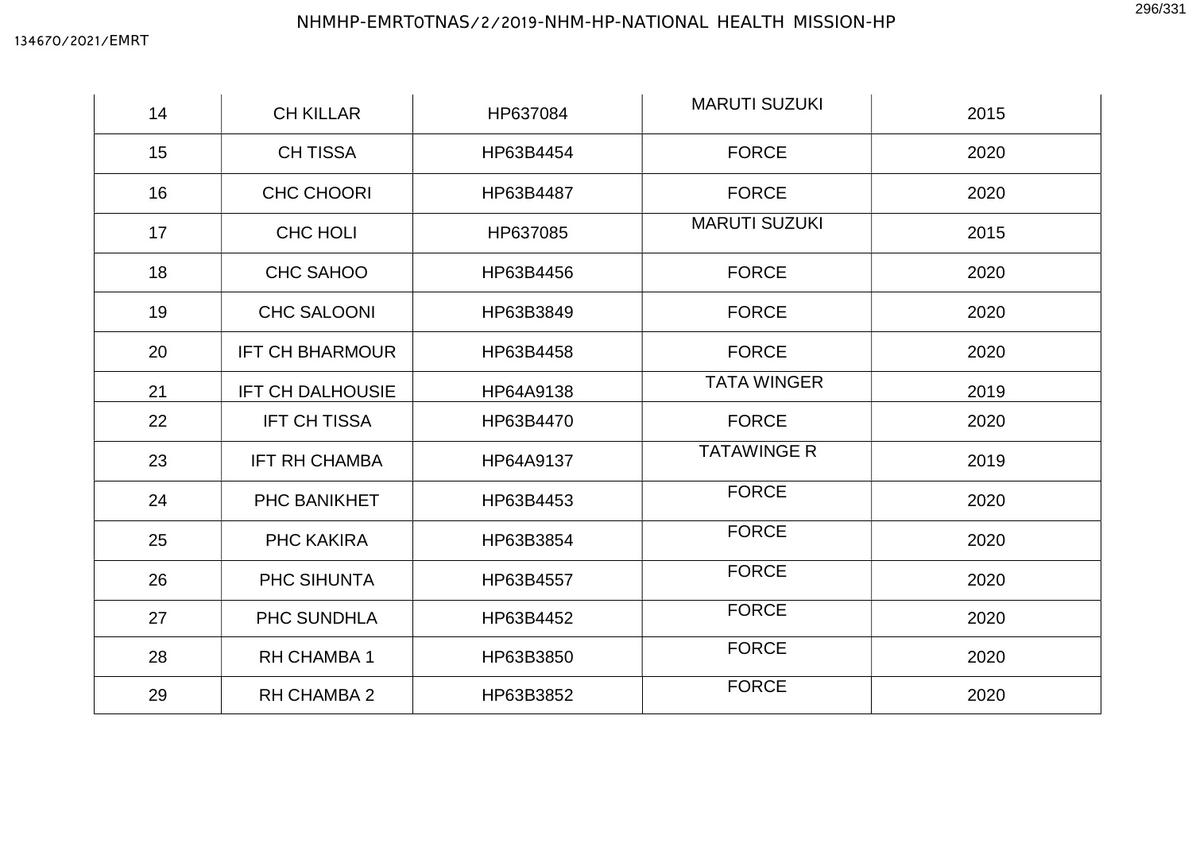| 14 | CH KILLAR | HP637084 | MARUTI SUZUKI | 2015 |
|---|---|---|---|---|
| 15 | CH TISSA | HP63B4454 | FORCE | 2020 |
| 16 | CHC CHOORI | HP63B4487 | FORCE | 2020 |
| 17 | CHC HOLI | HP637085 | MARUTI SUZUKI | 2015 |
| 18 | CHC SAHOO | HP63B4456 | FORCE | 2020 |
| 19 | CHC SALOONI | HP63B3849 | FORCE | 2020 |
| 20 | IFT CH BHARMOUR | HP63B4458 | FORCE | 2020 |
| 21 | IFT CH DALHOUSIE | HP64A9138 | TATA WINGER | 2019 |
| 22 | IFT CH TISSA | HP63B4470 | FORCE | 2020 |
| 23 | IFT RH CHAMBA | HP64A9137 | TATAWINGE R | 2019 |
| 24 | PHC BANIKHET | HP63B4453 | FORCE | 2020 |
| 25 | PHC KAKIRA | HP63B3854 | FORCE | 2020 |
| 26 | PHC SIHUNTA | HP63B4557 | FORCE | 2020 |
| 27 | PHC SUNDHLA | HP63B4452 | FORCE | 2020 |
| 28 | RH CHAMBA 1 | HP63B3850 | FORCE | 2020 |
| 29 | RH CHAMBA 2 | HP63B3852 | FORCE | 2020 |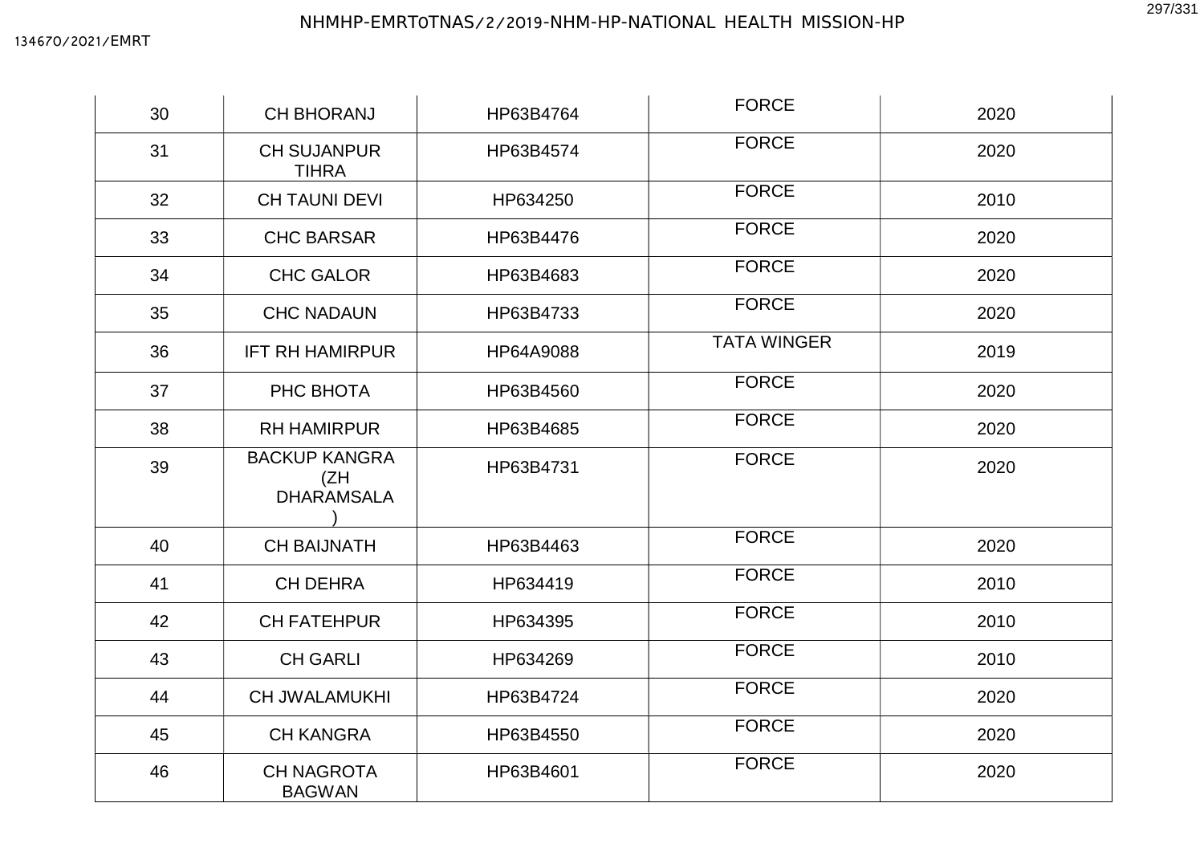| 30 | CH BHORANJ | HP63B4764 | FORCE | 2020 |
|---|---|---|---|---|
| 31 | CH SUJANPUR TIHRA | HP63B4574 | FORCE | 2020 |
| 32 | CH TAUNI DEVI | HP634250 | FORCE | 2010 |
| 33 | CHC BARSAR | HP63B4476 | FORCE | 2020 |
| 34 | CHC GALOR | HP63B4683 | FORCE | 2020 |
| 35 | CHC NADAUN | HP63B4733 | FORCE | 2020 |
| 36 | IFT RH HAMIRPUR | HP64A9088 | TATA WINGER | 2019 |
| 37 | PHC BHOTA | HP63B4560 | FORCE | 2020 |
| 38 | RH HAMIRPUR | HP63B4685 | FORCE | 2020 |
| 39 | BACKUP KANGRA (ZH DHARAMSALA ) | HP63B4731 | FORCE | 2020 |
| 40 | CH BAIJNATH | HP63B4463 | FORCE | 2020 |
| 41 | CH DEHRA | HP634419 | FORCE | 2010 |
| 42 | CH FATEHPUR | HP634395 | FORCE | 2010 |
| 43 | CH GARLI | HP634269 | FORCE | 2010 |
| 44 | CH JWALAMUKHI | HP63B4724 | FORCE | 2020 |
| 45 | CH KANGRA | HP63B4550 | FORCE | 2020 |
| 46 | CH NAGROTA BAGWAN | HP63B4601 | FORCE | 2020 |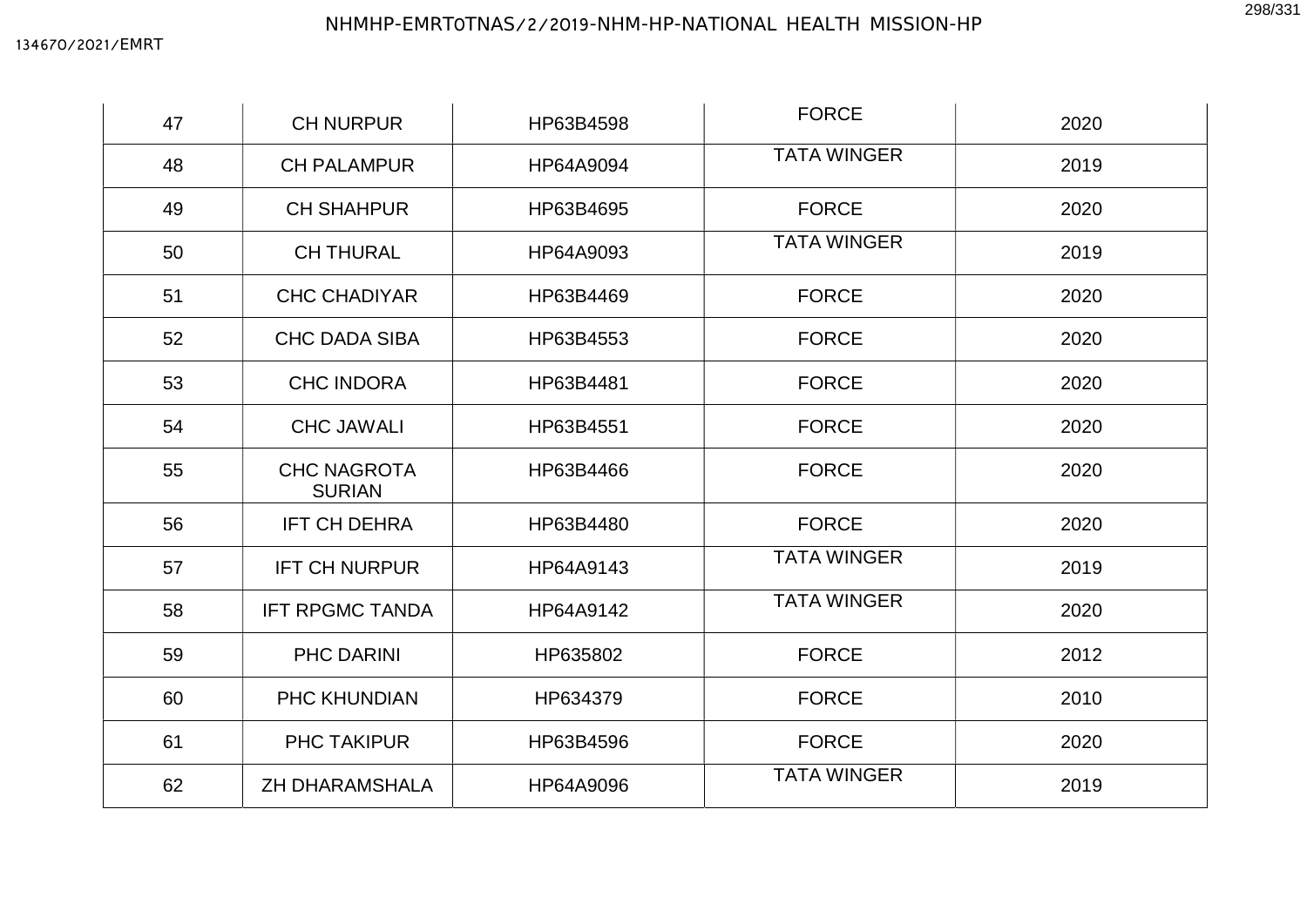| 47 | CH NURPUR | HP63B4598 | FORCE | 2020 |
|---|---|---|---|---|
| 48 | CH PALAMPUR | HP64A9094 | TATA WINGER | 2019 |
| 49 | CH SHAHPUR | HP63B4695 | FORCE | 2020 |
| 50 | CH THURAL | HP64A9093 | TATA WINGER | 2019 |
| 51 | CHC CHADIYAR | HP63B4469 | FORCE | 2020 |
| 52 | CHC DADA SIBA | HP63B4553 | FORCE | 2020 |
| 53 | CHC INDORA | HP63B4481 | FORCE | 2020 |
| 54 | CHC JAWALI | HP63B4551 | FORCE | 2020 |
| 55 | CHC NAGROTA SURIAN | HP63B4466 | FORCE | 2020 |
| 56 | IFT CH DEHRA | HP63B4480 | FORCE | 2020 |
| 57 | IFT CH NURPUR | HP64A9143 | TATA WINGER | 2019 |
| 58 | IFT RPGMC TANDA | HP64A9142 | TATA WINGER | 2020 |
| 59 | PHC DARINI | HP635802 | FORCE | 2012 |
| 60 | PHC KHUNDIAN | HP634379 | FORCE | 2010 |
| 61 | PHC TAKIPUR | HP63B4596 | FORCE | 2020 |
| 62 | ZH DHARAMSHALA | HP64A9096 | TATA WINGER | 2019 |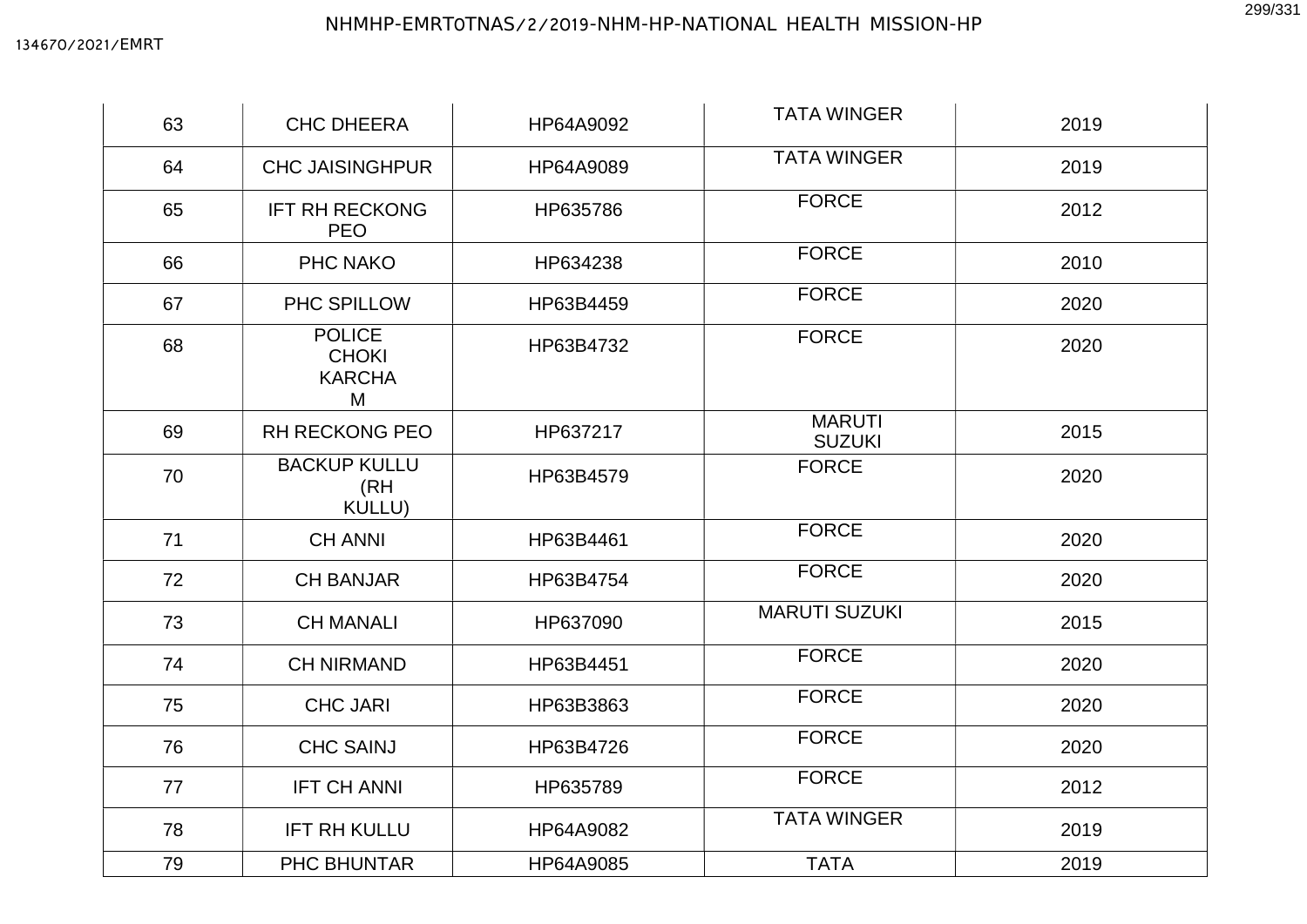| 63 | CHC DHEERA | HP64A9092 | TATA WINGER | 2019 |
|---|---|---|---|---|
| 64 | CHC JAISINGHPUR | HP64A9089 | TATA WINGER | 2019 |
| 65 | IFT RH RECKONG PEO | HP635786 | FORCE | 2012 |
| 66 | PHC NAKO | HP634238 | FORCE | 2010 |
| 67 | PHC SPILLOW | HP63B4459 | FORCE | 2020 |
| 68 | POLICE CHOKI KARCHA M | HP63B4732 | FORCE | 2020 |
| 69 | RH RECKONG PEO | HP637217 | MARUTI SUZUKI | 2015 |
| 70 | BACKUP KULLU (RH KULLU) | HP63B4579 | FORCE | 2020 |
| 71 | CH ANNI | HP63B4461 | FORCE | 2020 |
| 72 | CH BANJAR | HP63B4754 | FORCE | 2020 |
| 73 | CH MANALI | HP637090 | MARUTI SUZUKI | 2015 |
| 74 | CH NIRMAND | HP63B4451 | FORCE | 2020 |
| 75 | CHC JARI | HP63B3863 | FORCE | 2020 |
| 76 | CHC SAINJ | HP63B4726 | FORCE | 2020 |
| 77 | IFT CH ANNI | HP635789 | FORCE | 2012 |
| 78 | IFT RH KULLU | HP64A9082 | TATA WINGER | 2019 |
| 79 | PHC BHUNTAR | HP64A9085 | TATA | 2019 |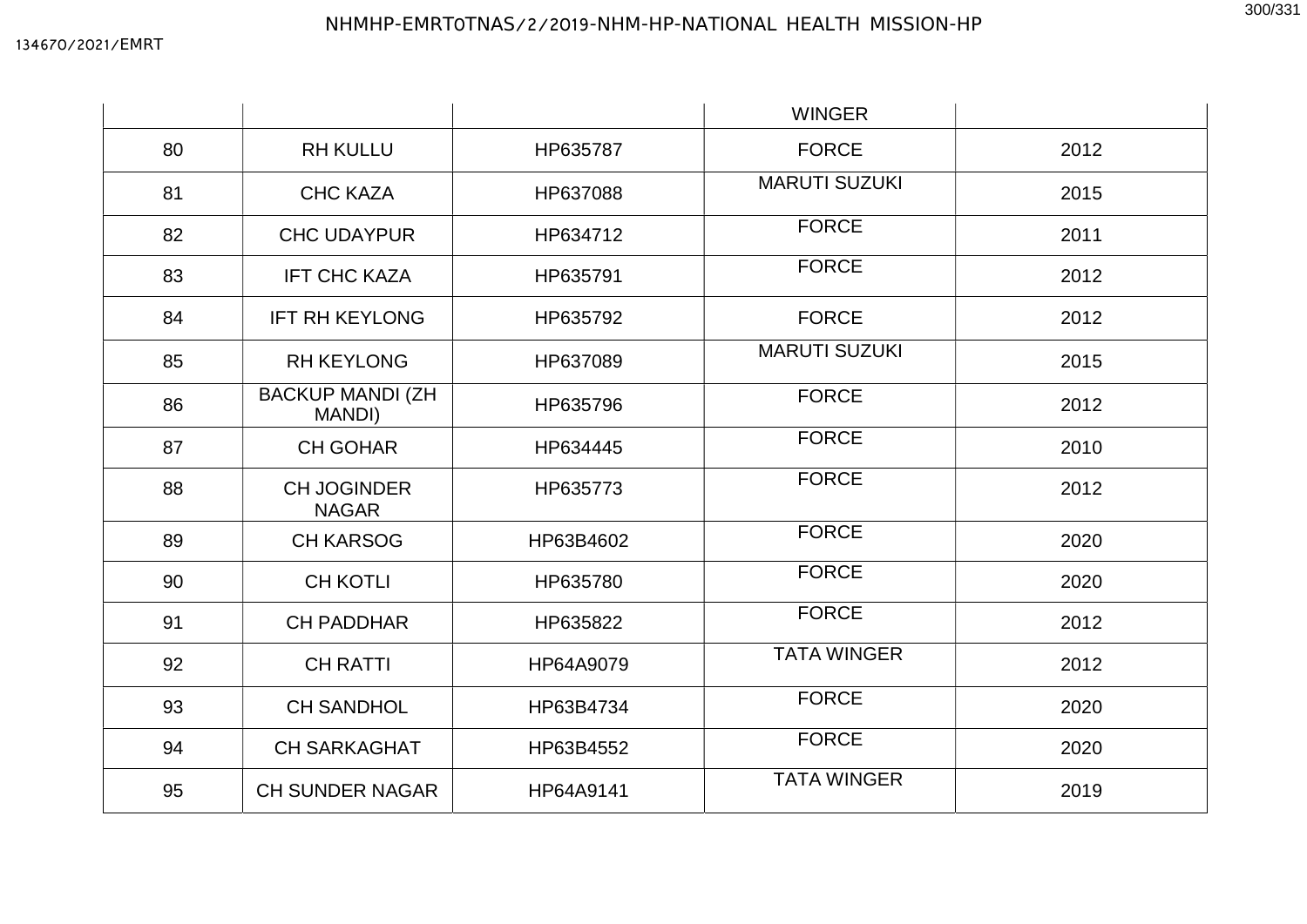| | | | WINGER | |
|---|---|---|---|---|
| 80 | RH KULLU | HP635787 | FORCE | 2012 |
| 81 | CHC KAZA | HP637088 | MARUTI SUZUKI | 2015 |
| 82 | CHC UDAYPUR | HP634712 | FORCE | 2011 |
| 83 | IFT CHC KAZA | HP635791 | FORCE | 2012 |
| 84 | IFT RH KEYLONG | HP635792 | FORCE | 2012 |
| 85 | RH KEYLONG | HP637089 | MARUTI SUZUKI | 2015 |
| 86 | BACKUP MANDI (ZH MANDI) | HP635796 | FORCE | 2012 |
| 87 | CH GOHAR | HP634445 | FORCE | 2010 |
| 88 | CH JOGINDER NAGAR | HP635773 | FORCE | 2012 |
| 89 | CH KARSOG | HP63B4602 | FORCE | 2020 |
| 90 | CH KOTLI | HP635780 | FORCE | 2020 |
| 91 | CH PADDHAR | HP635822 | FORCE | 2012 |
| 92 | CH RATTI | HP64A9079 | TATA WINGER | 2012 |
| 93 | CH SANDHOL | HP63B4734 | FORCE | 2020 |
| 94 | CH SARKAGHAT | HP63B4552 | FORCE | 2020 |
| 95 | CH SUNDER NAGAR | HP64A9141 | TATA WINGER | 2019 |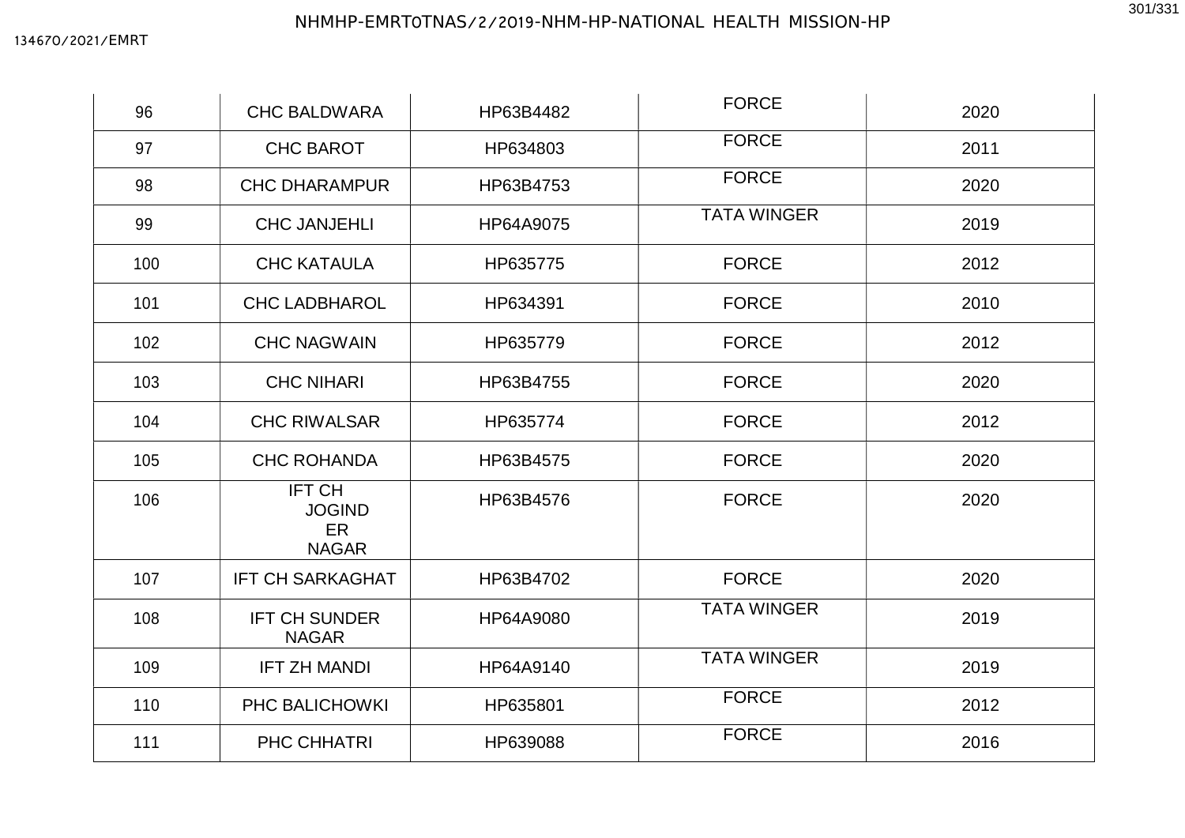| 96 | CHC BALDWARA | HP63B4482 | FORCE | 2020 |
|---|---|---|---|---|
| 97 | CHC BAROT | HP634803 | FORCE | 2011 |
| 98 | CHC DHARAMPUR | HP63B4753 | FORCE | 2020 |
| 99 | CHC JANJEHLI | HP64A9075 | TATA WINGER | 2019 |
| 100 | CHC KATAULA | HP635775 | FORCE | 2012 |
| 101 | CHC LADBHAROL | HP634391 | FORCE | 2010 |
| 102 | CHC NAGWAIN | HP635779 | FORCE | 2012 |
| 103 | CHC NIHARI | HP63B4755 | FORCE | 2020 |
| 104 | CHC RIWALSAR | HP635774 | FORCE | 2012 |
| 105 | CHC ROHANDA | HP63B4575 | FORCE | 2020 |
| 106 | IFT CH JOGINDER NAGAR | HP63B4576 | FORCE | 2020 |
| 107 | IFT CH SARKAGHAT | HP63B4702 | FORCE | 2020 |
| 108 | IFT CH SUNDER NAGAR | HP64A9080 | TATA WINGER | 2019 |
| 109 | IFT ZH MANDI | HP64A9140 | TATA WINGER | 2019 |
| 110 | PHC BALICHOWKI | HP635801 | FORCE | 2012 |
| 111 | PHC CHHATRI | HP639088 | FORCE | 2016 |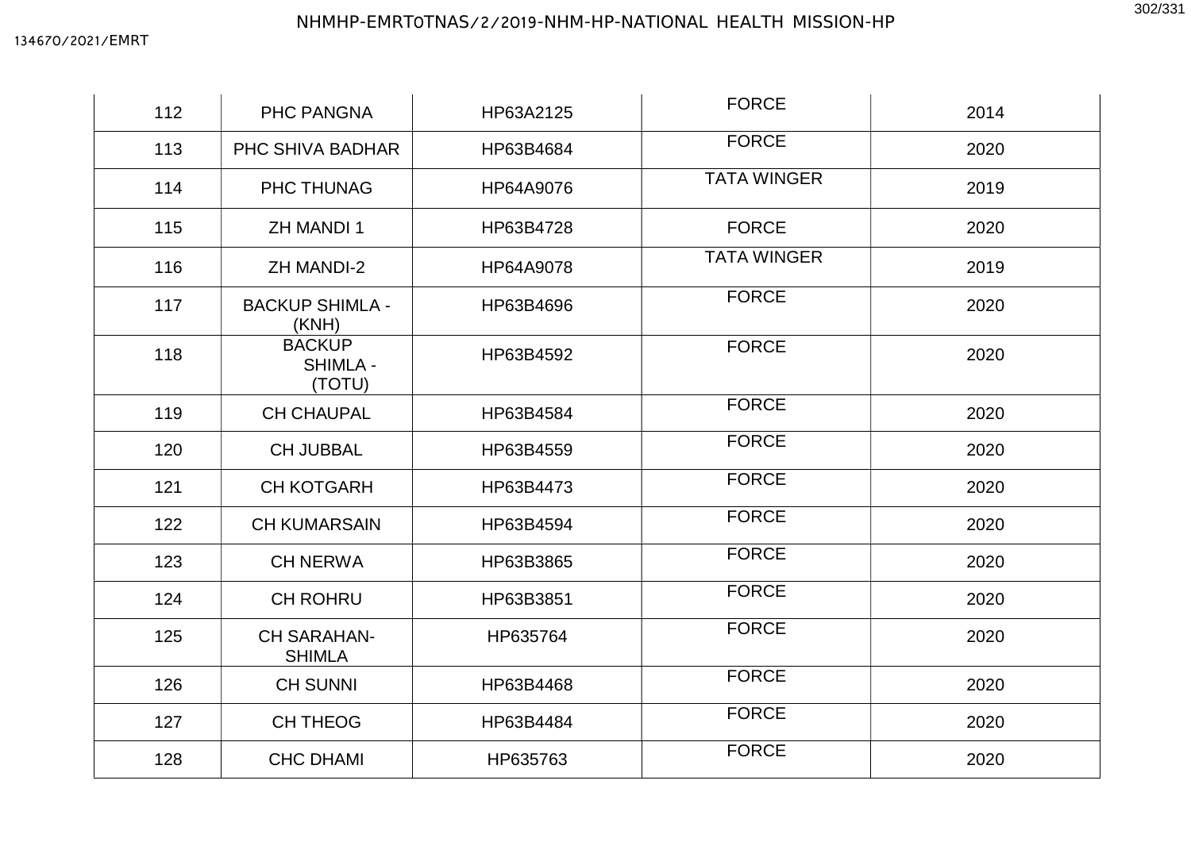| 112 | PHC PANGNA | HP63A2125 | FORCE | 2014 |
|---|---|---|---|---|
| 113 | PHC SHIVA BADHAR | HP63B4684 | FORCE | 2020 |
| 114 | PHC THUNAG | HP64A9076 | TATA WINGER | 2019 |
| 115 | ZH MANDI 1 | HP63B4728 | FORCE | 2020 |
| 116 | ZH MANDI-2 | HP64A9078 | TATA WINGER | 2019 |
| 117 | BACKUP SHIMLA - (KNH) | HP63B4696 | FORCE | 2020 |
| 118 | BACKUP SHIMLA - (TOTU) | HP63B4592 | FORCE | 2020 |
| 119 | CH CHAUPAL | HP63B4584 | FORCE | 2020 |
| 120 | CH JUBBAL | HP63B4559 | FORCE | 2020 |
| 121 | CH KOTGARH | HP63B4473 | FORCE | 2020 |
| 122 | CH KUMARSAIN | HP63B4594 | FORCE | 2020 |
| 123 | CH NERWA | HP63B3865 | FORCE | 2020 |
| 124 | CH ROHRU | HP63B3851 | FORCE | 2020 |
| 125 | CH SARAHAN-SHIMLA | HP635764 | FORCE | 2020 |
| 126 | CH SUNNI | HP63B4468 | FORCE | 2020 |
| 127 | CH THEOG | HP63B4484 | FORCE | 2020 |
| 128 | CHC DHAMI | HP635763 | FORCE | 2020 |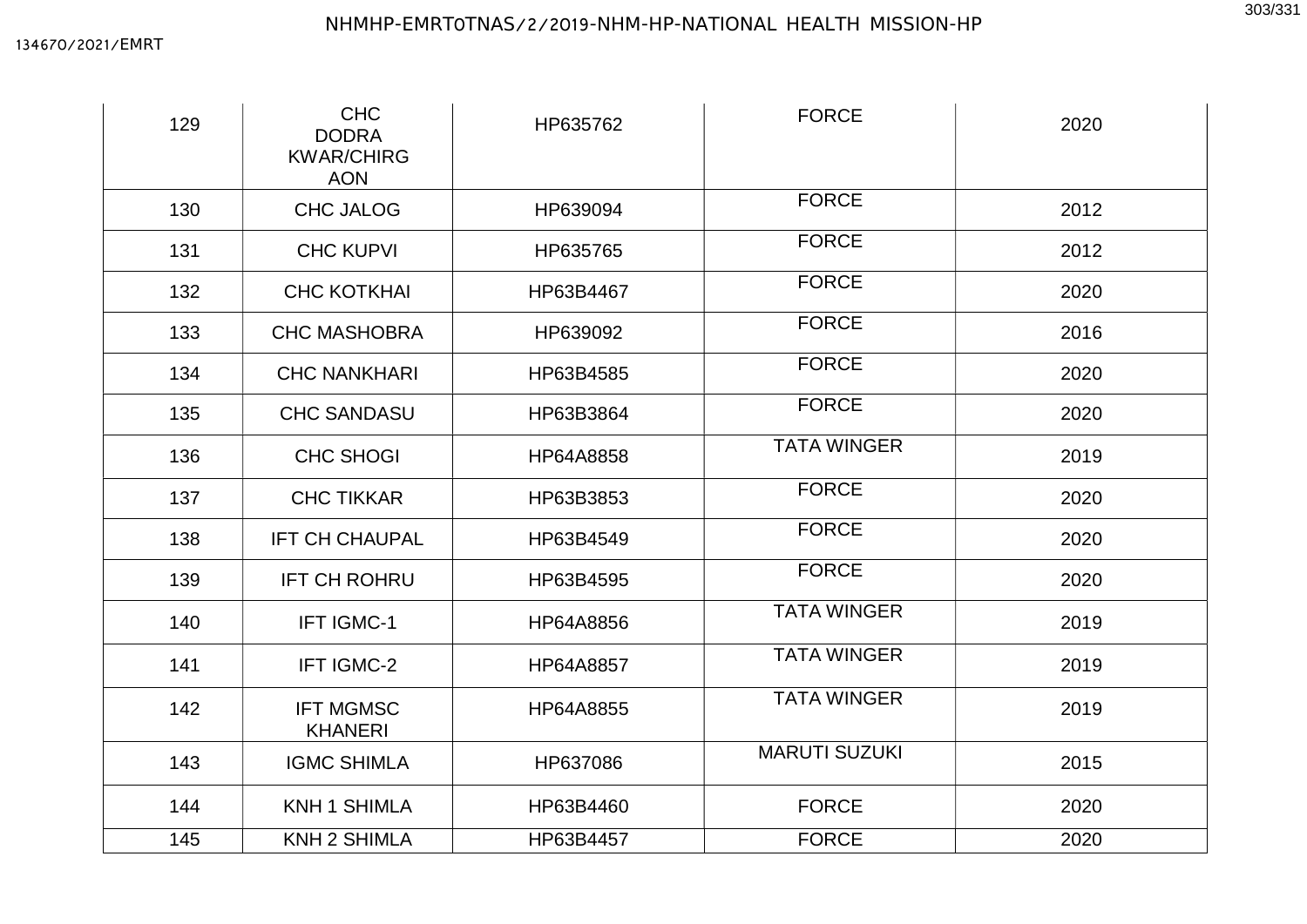| 129 | CHC DODRA KWAR/CHIRGAON | HP635762 | FORCE | 2020 |
|---|---|---|---|---|
| 130 | CHC JALOG | HP639094 | FORCE | 2012 |
| 131 | CHC KUPVI | HP635765 | FORCE | 2012 |
| 132 | CHC KOTKHAI | HP63B4467 | FORCE | 2020 |
| 133 | CHC MASHOBRA | HP639092 | FORCE | 2016 |
| 134 | CHC NANKHARI | HP63B4585 | FORCE | 2020 |
| 135 | CHC SANDASU | HP63B3864 | FORCE | 2020 |
| 136 | CHC SHOGI | HP64A8858 | TATA WINGER | 2019 |
| 137 | CHC TIKKAR | HP63B3853 | FORCE | 2020 |
| 138 | IFT CH CHAUPAL | HP63B4549 | FORCE | 2020 |
| 139 | IFT CH ROHRU | HP63B4595 | FORCE | 2020 |
| 140 | IFT IGMC-1 | HP64A8856 | TATA WINGER | 2019 |
| 141 | IFT IGMC-2 | HP64A8857 | TATA WINGER | 2019 |
| 142 | IFT MGMSC KHANERI | HP64A8855 | TATA WINGER | 2019 |
| 143 | IGMC SHIMLA | HP637086 | MARUTI SUZUKI | 2015 |
| 144 | KNH 1 SHIMLA | HP63B4460 | FORCE | 2020 |
| 145 | KNH 2 SHIMLA | HP63B4457 | FORCE | 2020 |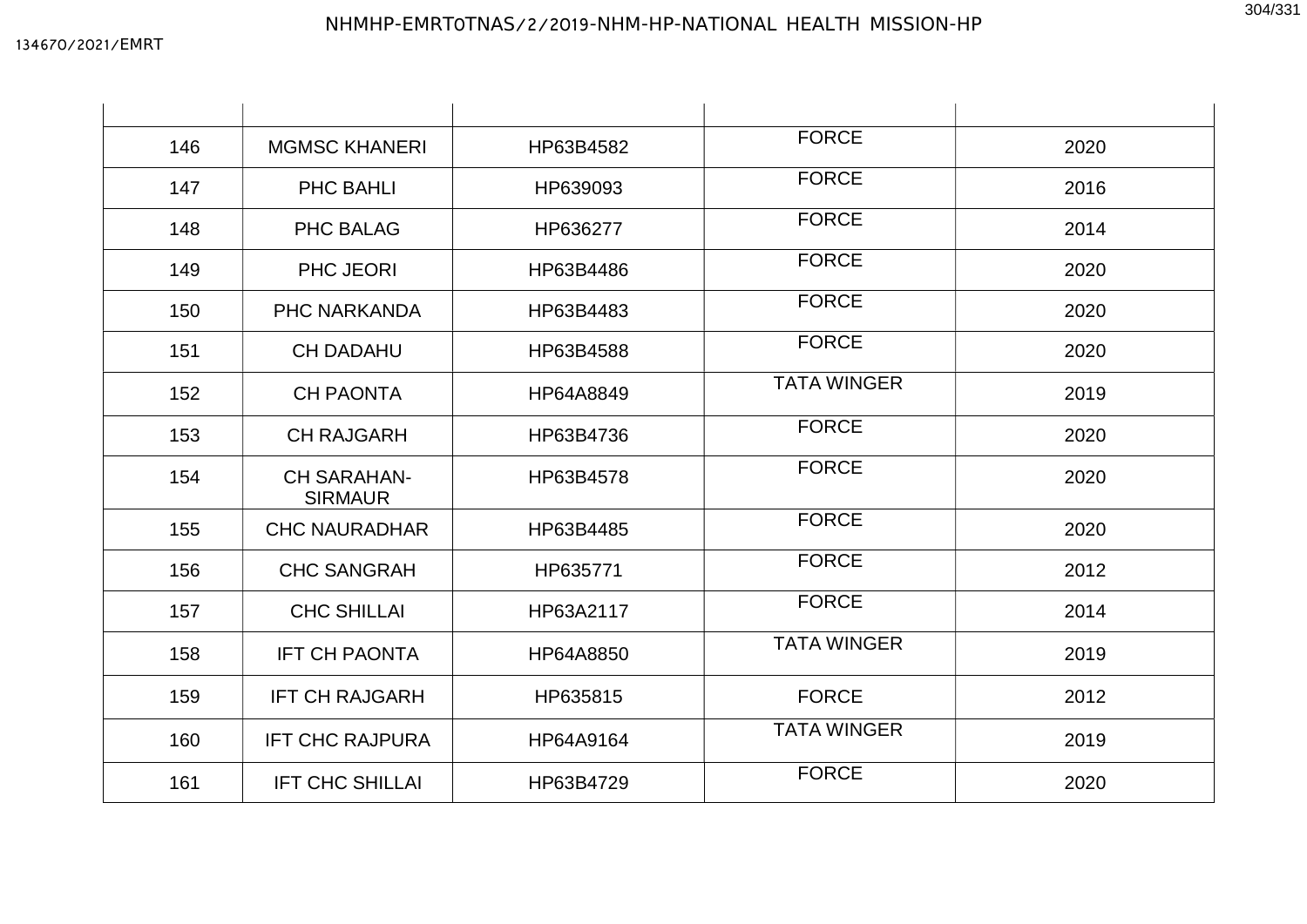| | | | | |
|---|---|---|---|---|
| 146 | MGMSC KHANERI | HP63B4582 | FORCE | 2020 |
| 147 | PHC BAHLI | HP639093 | FORCE | 2016 |
| 148 | PHC BALAG | HP636277 | FORCE | 2014 |
| 149 | PHC JEORI | HP63B4486 | FORCE | 2020 |
| 150 | PHC NARKANDA | HP63B4483 | FORCE | 2020 |
| 151 | CH DADAHU | HP63B4588 | FORCE | 2020 |
| 152 | CH PAONTA | HP64A8849 | TATA WINGER | 2019 |
| 153 | CH RAJGARH | HP63B4736 | FORCE | 2020 |
| 154 | CH SARAHAN-SIRMAUR | HP63B4578 | FORCE | 2020 |
| 155 | CHC NAURADHAR | HP63B4485 | FORCE | 2020 |
| 156 | CHC SANGRAH | HP635771 | FORCE | 2012 |
| 157 | CHC SHILLAI | HP63A2117 | FORCE | 2014 |
| 158 | IFT CH PAONTA | HP64A8850 | TATA WINGER | 2019 |
| 159 | IFT CH RAJGARH | HP635815 | FORCE | 2012 |
| 160 | IFT CHC RAJPURA | HP64A9164 | TATA WINGER | 2019 |
| 161 | IFT CHC SHILLAI | HP63B4729 | FORCE | 2020 |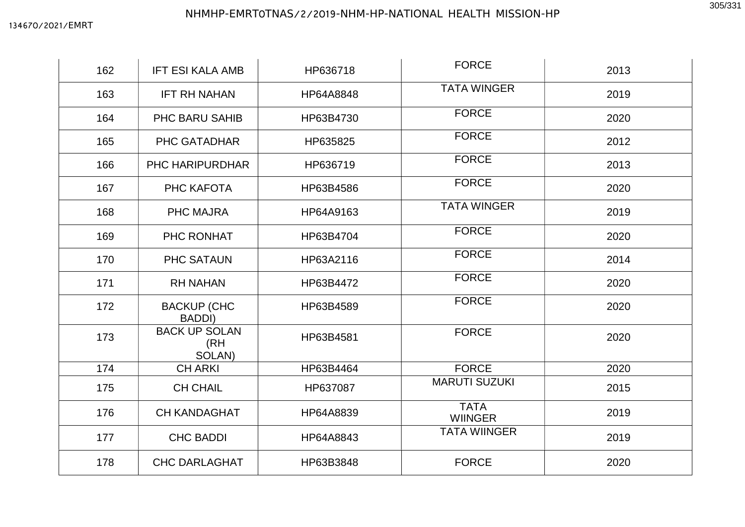| 162 | IFT ESI KALA AMB | HP636718 | FORCE | 2013 |
|---|---|---|---|---|
| 163 | IFT RH NAHAN | HP64A8848 | TATA WINGER | 2019 |
| 164 | PHC BARU SAHIB | HP63B4730 | FORCE | 2020 |
| 165 | PHC GATADHAR | HP635825 | FORCE | 2012 |
| 166 | PHC HARIPURDHAR | HP636719 | FORCE | 2013 |
| 167 | PHC KAFOTA | HP63B4586 | FORCE | 2020 |
| 168 | PHC MAJRA | HP64A9163 | TATA WINGER | 2019 |
| 169 | PHC RONHAT | HP63B4704 | FORCE | 2020 |
| 170 | PHC SATAUN | HP63A2116 | FORCE | 2014 |
| 171 | RH NAHAN | HP63B4472 | FORCE | 2020 |
| 172 | BACKUP (CHC BADDI) | HP63B4589 | FORCE | 2020 |
| 173 | BACK UP SOLAN (RH SOLAN) | HP63B4581 | FORCE | 2020 |
| 174 | CH ARKI | HP63B4464 | FORCE | 2020 |
| 175 | CH CHAIL | HP637087 | MARUTI SUZUKI | 2015 |
| 176 | CH KANDAGHAT | HP64A8839 | TATA WIINGER | 2019 |
| 177 | CHC BADDI | HP64A8843 | TATA WIINGER | 2019 |
| 178 | CHC DARLAGHAT | HP63B3848 | FORCE | 2020 |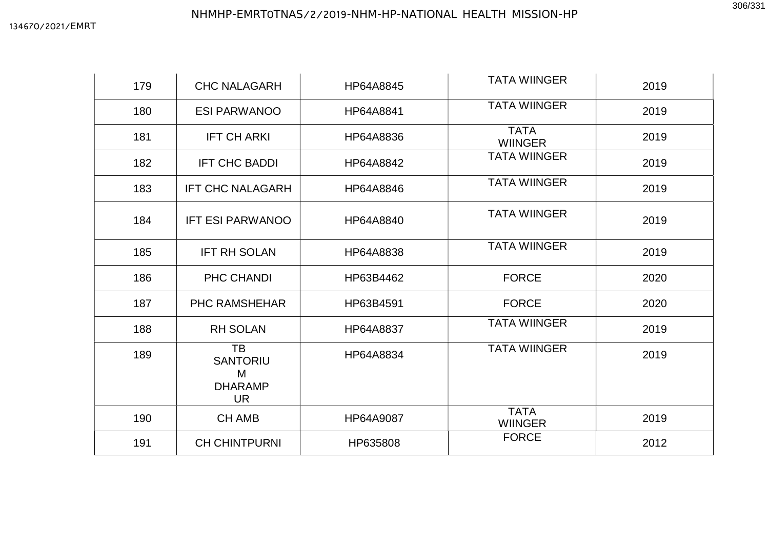| 179 | CHC NALAGARH | HP64A8845 | TATA WIINGER | 2019 |
|---|---|---|---|---|
| 180 | ESI PARWANOO | HP64A8841 | TATA WIINGER | 2019 |
| 181 | IFT CH ARKI | HP64A8836 | TATA WIINGER | 2019 |
| 182 | IFT CHC BADDI | HP64A8842 | TATA WIINGER | 2019 |
| 183 | IFT CHC NALAGARH | HP64A8846 | TATA WIINGER | 2019 |
| 184 | IFT ESI PARWANOO | HP64A8840 | TATA WIINGER | 2019 |
| 185 | IFT RH SOLAN | HP64A8838 | TATA WIINGER | 2019 |
| 186 | PHC CHANDI | HP63B4462 | FORCE | 2020 |
| 187 | PHC RAMSHEHAR | HP63B4591 | FORCE | 2020 |
| 188 | RH SOLAN | HP64A8837 | TATA WIINGER | 2019 |
| 189 | TB SANTORIUM DHARAMPUR | HP64A8834 | TATA WIINGER | 2019 |
| 190 | CH AMB | HP64A9087 | TATA WIINGER | 2019 |
| 191 | CH CHINTPURNI | HP635808 | FORCE | 2012 |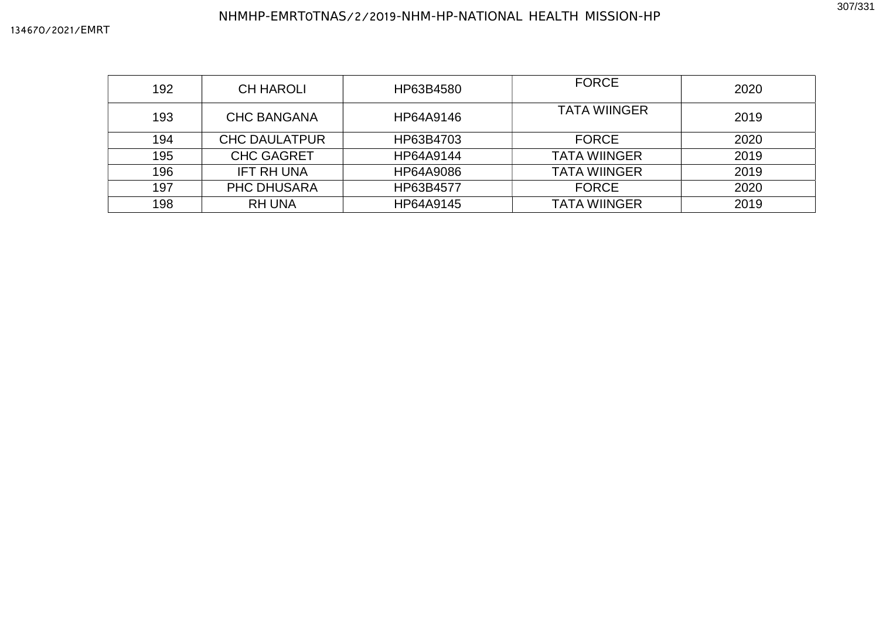| | | | | |
|---|---|---|---|---|
| 192 | CH HAROLI | HP63B4580 | FORCE | 2020 |
| 193 | CHC BANGANA | HP64A9146 | TATA WIINGER | 2019 |
| 194 | CHC DAULATPUR | HP63B4703 | FORCE | 2020 |
| 195 | CHC GAGRET | HP64A9144 | TATA WIINGER | 2019 |
| 196 | IFT RH UNA | HP64A9086 | TATA WIINGER | 2019 |
| 197 | PHC DHUSARA | HP63B4577 | FORCE | 2020 |
| 198 | RH UNA | HP64A9145 | TATA WIINGER | 2019 |